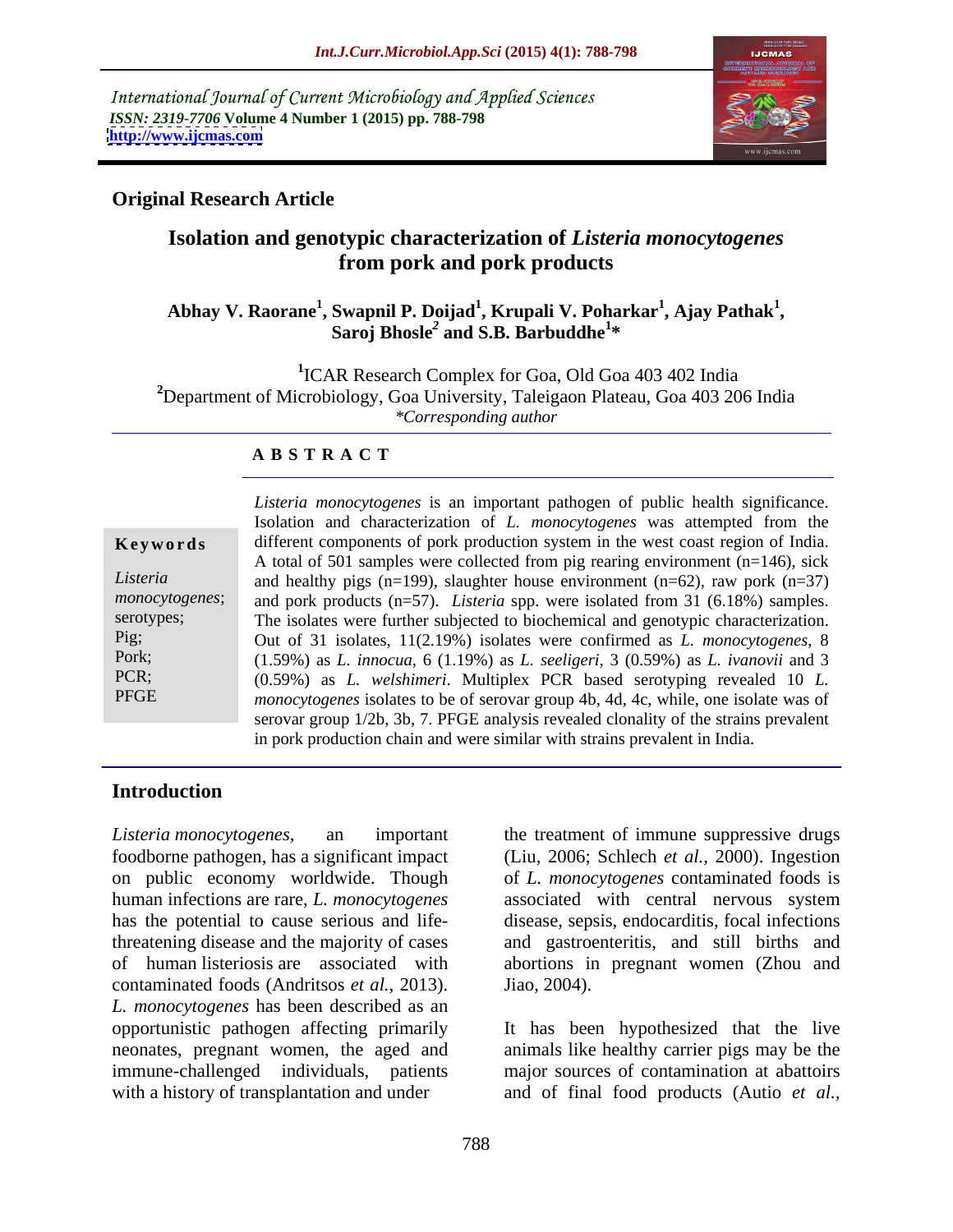International Journal of Current Microbiology and Applied Sciences
*ISSN: 2319-7706* **Volume 4 Number 1 (2015) pp. 788-798**
**http://www.ijcmas.com**

**Original Research Article**

# Isolation and genotypic characterization of *Listeria monocytogenes* from pork and pork products

**Abhay V. Raorane[1], Swapnil P. Doijad[1], Krupali V. Poharkar[1], Ajay Pathak[1], Saroj Bhosle[2] and S.B. Barbuddhe[1]***

[1]ICAR Research Complex for Goa, Old Goa 403 402 India
[2]Department of Microbiology, Goa University, Taleigaon Plateau, Goa 403 206 India
*Corresponding author

**A B S T R A C T**

**Keywords**

*Listeria monocytogenes*; serotypes; Pig; Pork; PCR; PFGE

*Listeria monocytogenes* is an important pathogen of public health significance. Isolation and characterization of *L. monocytogenes* was attempted from the different components of pork production system in the west coast region of India. A total of 501 samples were collected from pig rearing environment (n=146), sick and healthy pigs (n=199), slaughter house environment (n=62), raw pork (n=37) and pork products (n=57). *Listeria* spp. were isolated from 31 (6.18%) samples. The isolates were further subjected to biochemical and genotypic characterization. Out of 31 isolates, 11(2.19%) isolates were confirmed as *L. monocytogenes*, 8 (1.59%) as *L. innocua*, 6 (1.19%) as *L. seeligeri*, 3 (0.59%) as *L. ivanovii* and 3 (0.59%) as *L. welshimeri*. Multiplex PCR based serotyping revealed 10 *L. monocytogenes* isolates to be of serovar group 4b, 4d, 4c, while, one isolate was of serovar group 1/2b, 3b, 7. PFGE analysis revealed clonality of the strains prevalent in pork production chain and were similar with strains prevalent in India.

## Introduction

*Listeria monocytogenes*, an important foodborne pathogen, has a significant impact on public economy worldwide. Though human infections are rare, *L. monocytogenes* has the potential to cause serious and life-threatening disease and the majority of cases of human listeriosis are associated with contaminated foods (Andritsos *et al.*, 2013). *L. monocytogenes* has been described as an opportunistic pathogen affecting primarily neonates, pregnant women, the aged and immune-challenged individuals, patients with a history of transplantation and under the treatment of immune suppressive drugs (Liu, 2006; Schlech *et al.*, 2000). Ingestion of *L. monocytogenes* contaminated foods is associated with central nervous system disease, sepsis, endocarditis, focal infections and gastroenteritis, and still births and abortions in pregnant women (Zhou and Jiao, 2004).

It has been hypothesized that the live animals like healthy carrier pigs may be the major sources of contamination at abattoirs and of final food products (Autio *et al.*,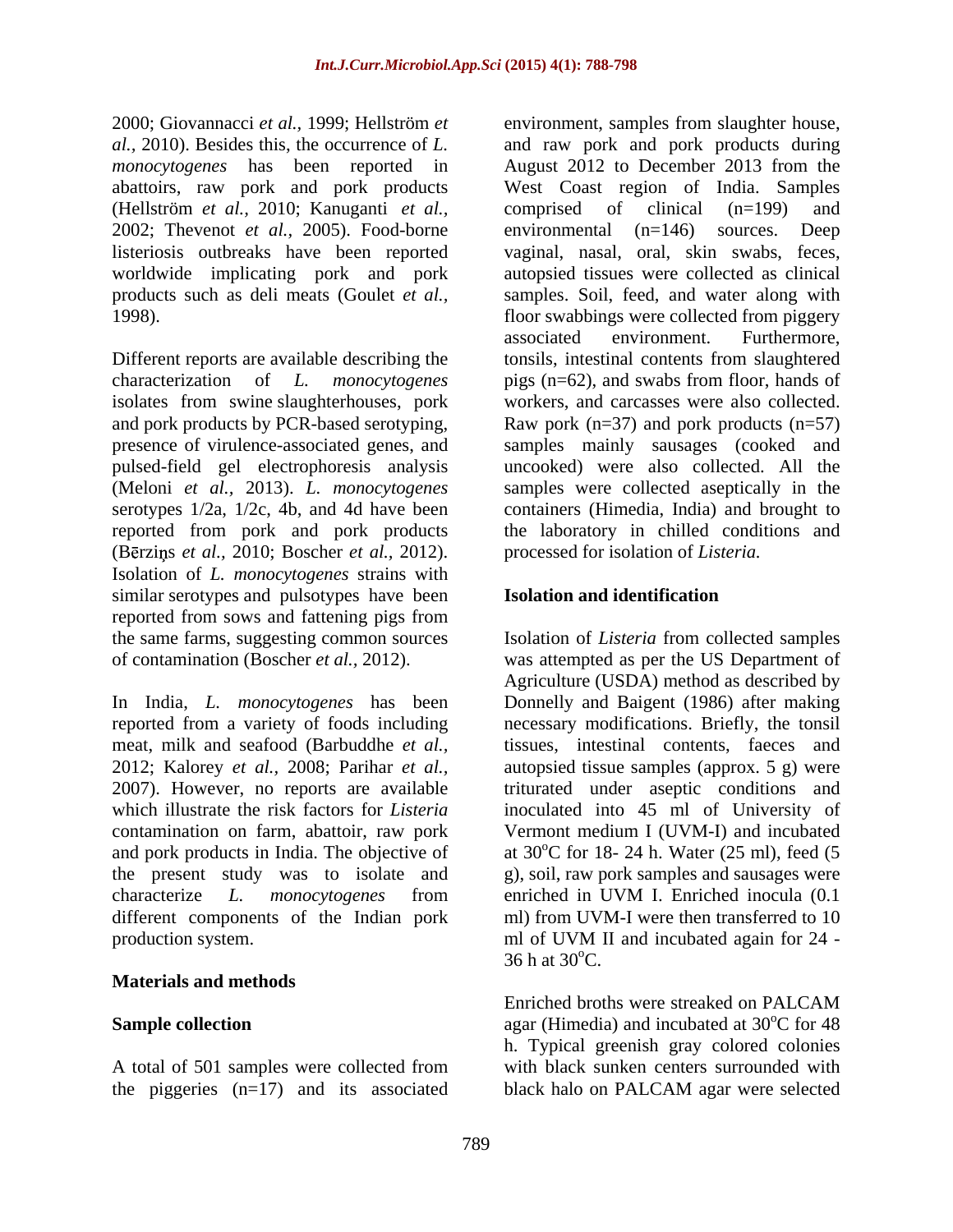2000; Giovannacci *et al.,* 1999; Hellström *et al.,* 2010). Besides this, the occurrence of *L. monocytogenes* has been reported in abattoirs, raw pork and pork products (Hellström *et al.,* 2010; Kanuganti *et al.,* 2002; Thevenot *et al.,* 2005). Food-borne listeriosis outbreaks have been reported worldwide implicating pork and pork products such as deli meats (Goulet *et al.,* 1998).

Different reports are available describing the characterization of *L. monocytogenes* isolates from swine slaughterhouses, pork and pork products by PCR-based serotyping, presence of virulence-associated genes, and pulsed-field gel electrophoresis analysis (Meloni *et al.,* 2013). *L. monocytogenes* serotypes 1/2a, 1/2c, 4b, and 4d have been reported from pork and pork products (Bērziņs *et al.,* 2010; Boscher *et al.,* 2012). Isolation of *L. monocytogenes* strains with similar serotypes and pulsotypes have been reported from sows and fattening pigs from the same farms, suggesting common sources of contamination (Boscher *et al.,* 2012).

In India, *L. monocytogenes* has been reported from a variety of foods including meat, milk and seafood (Barbuddhe *et al.,* 2012; Kalorey *et al.,* 2008; Parihar *et al.,* 2007). However, no reports are available which illustrate the risk factors for *Listeria* contamination on farm, abattoir, raw pork and pork products in India. The objective of the present study was to isolate and characterize *L. monocytogenes* from different components of the Indian pork production system.

## Materials and methods

### Sample collection

A total of 501 samples were collected from the piggeries (n=17) and its associated environment, samples from slaughter house, and raw pork and pork products during August 2012 to December 2013 from the West Coast region of India. Samples comprised of clinical (n=199) and environmental (n=146) sources. Deep vaginal, nasal, oral, skin swabs, feces, autopsied tissues were collected as clinical samples. Soil, feed, and water along with floor swabbings were collected from piggery associated environment. Furthermore, tonsils, intestinal contents from slaughtered pigs (n=62), and swabs from floor, hands of workers, and carcasses were also collected. Raw pork (n=37) and pork products (n=57) samples mainly sausages (cooked and uncooked) were also collected. All the samples were collected aseptically in the containers (Himedia, India) and brought to the laboratory in chilled conditions and processed for isolation of *Listeria.*

### Isolation and identification

Isolation of *Listeria* from collected samples was attempted as per the US Department of Agriculture (USDA) method as described by Donnelly and Baigent (1986) after making necessary modifications. Briefly, the tonsil tissues, intestinal contents, faeces and autopsied tissue samples (approx. 5 g) were triturated under aseptic conditions and inoculated into 45 ml of University of Vermont medium I (UVM-I) and incubated at 30°C for 18- 24 h. Water (25 ml), feed (5 g), soil, raw pork samples and sausages were enriched in UVM I. Enriched inocula (0.1 ml) from UVM-I were then transferred to 10 ml of UVM II and incubated again for 24 - 36 h at 30°C.

Enriched broths were streaked on PALCAM agar (Himedia) and incubated at 30°C for 48 h. Typical greenish gray colored colonies with black sunken centers surrounded with black halo on PALCAM agar were selected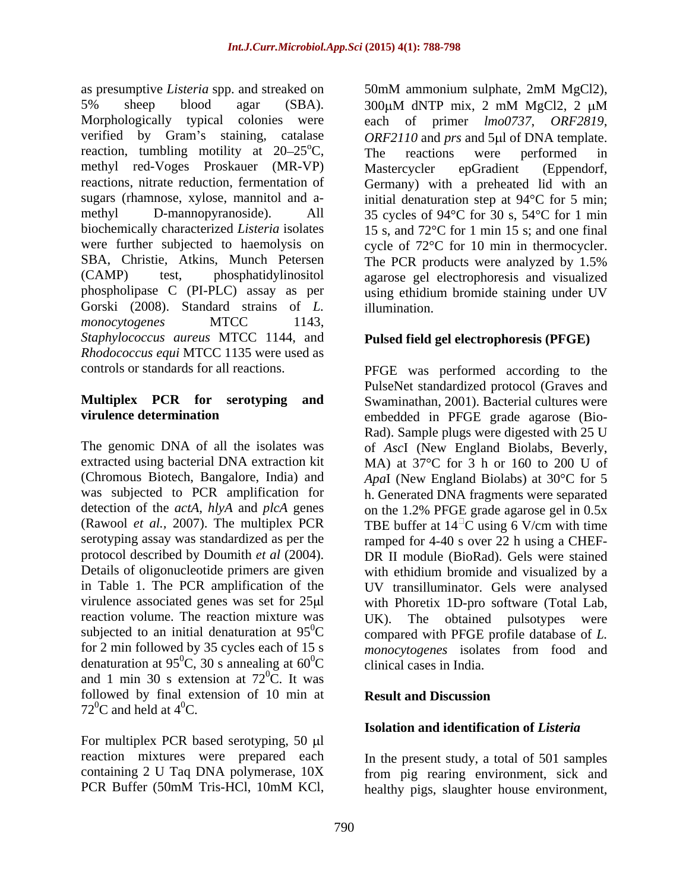as presumptive *Listeria* spp. and streaked on 5% sheep blood agar (SBA). Morphologically typical colonies were verified by Gram's staining, catalase reaction, tumbling motility at 20–25$^{o}$C, methyl red-Voges Proskauer (MR-VP) reactions, nitrate reduction, fermentation of sugars (rhamnose, xylose, mannitol and a-methyl D-mannopyranoside). All biochemically characterized *Listeria* isolates were further subjected to haemolysis on SBA, Christie, Atkins, Munch Petersen (CAMP) test, phosphatidylinositol phospholipase C (PI-PLC) assay as per Gorski (2008). Standard strains of *L. monocytogenes* MTCC 1143, *Staphylococcus aureus* MTCC 1144, and *Rhodococcus equi* MTCC 1135 were used as controls or standards for all reactions.

## Multiplex PCR for serotyping and virulence determination

The genomic DNA of all the isolates was extracted using bacterial DNA extraction kit (Chromous Biotech, Bangalore, India) and was subjected to PCR amplification for detection of the *actA, hlyA* and *plcA* genes (Rawool *et al.,* 2007). The multiplex PCR serotyping assay was standardized as per the protocol described by Doumith *et al* (2004). Details of oligonucleotide primers are given in Table 1. The PCR amplification of the virulence associated genes was set for 25μl reaction volume. The reaction mixture was subjected to an initial denaturation at 95$^{0}$C for 2 min followed by 35 cycles each of 15 s denaturation at 95$^{0}$C, 30 s annealing at 60$^{0}$C and 1 min 30 s extension at 72$^{0}$C. It was followed by final extension of 10 min at 72$^{0}$C and held at 4$^{0}$C.

For multiplex PCR based serotyping, 50 μl reaction mixtures were prepared each containing 2 U Taq DNA polymerase, 10X PCR Buffer (50mM Tris-HCl, 10mM KCl, 50mM ammonium sulphate, 2mM $MgCl_2$), 300μM dNTP mix, 2 mM $MgCl_2$, 2 μM each of primer *lmo0737*, *ORF2819*, *ORF2110* and *prs* and 5μl of DNA template. The reactions were performed in Mastercycler epGradient (Eppendorf, Germany) with a preheated lid with an initial denaturation step at 94°C for 5 min; 35 cycles of 94°C for 30 s, 54°C for 1 min 15 s, and 72°C for 1 min 15 s; and one final cycle of 72°C for 10 min in thermocycler. The PCR products were analyzed by 1.5% agarose gel electrophoresis and visualized using ethidium bromide staining under UV illumination.

## Pulsed field gel electrophoresis (PFGE)

PFGE was performed according to the PulseNet standardized protocol (Graves and Swaminathan, 2001). Bacterial cultures were embedded in PFGE grade agarose (Bio-Rad). Sample plugs were digested with 25 U of *Asc*I (New England Biolabs, Beverly, MA) at 37°C for 3 h or 160 to 200 U of *Apa*I (New England Biolabs) at 30°C for 5 h. Generated DNA fragments were separated on the 1.2% PFGE grade agarose gel in 0.5x TBE buffer at 14°C using 6 V/cm with time ramped for 4-40 s over 22 h using a CHEF-DR II module (BioRad). Gels were stained with ethidium bromide and visualized by a UV transilluminator. Gels were analysed with Phoretix 1D-pro software (Total Lab, UK). The obtained pulsotypes were compared with PFGE profile database of *L. monocytogenes* isolates from food and clinical cases in India.

## Result and Discussion

### Isolation and identification of *Listeria*

In the present study, a total of 501 samples from pig rearing environment, sick and healthy pigs, slaughter house environment,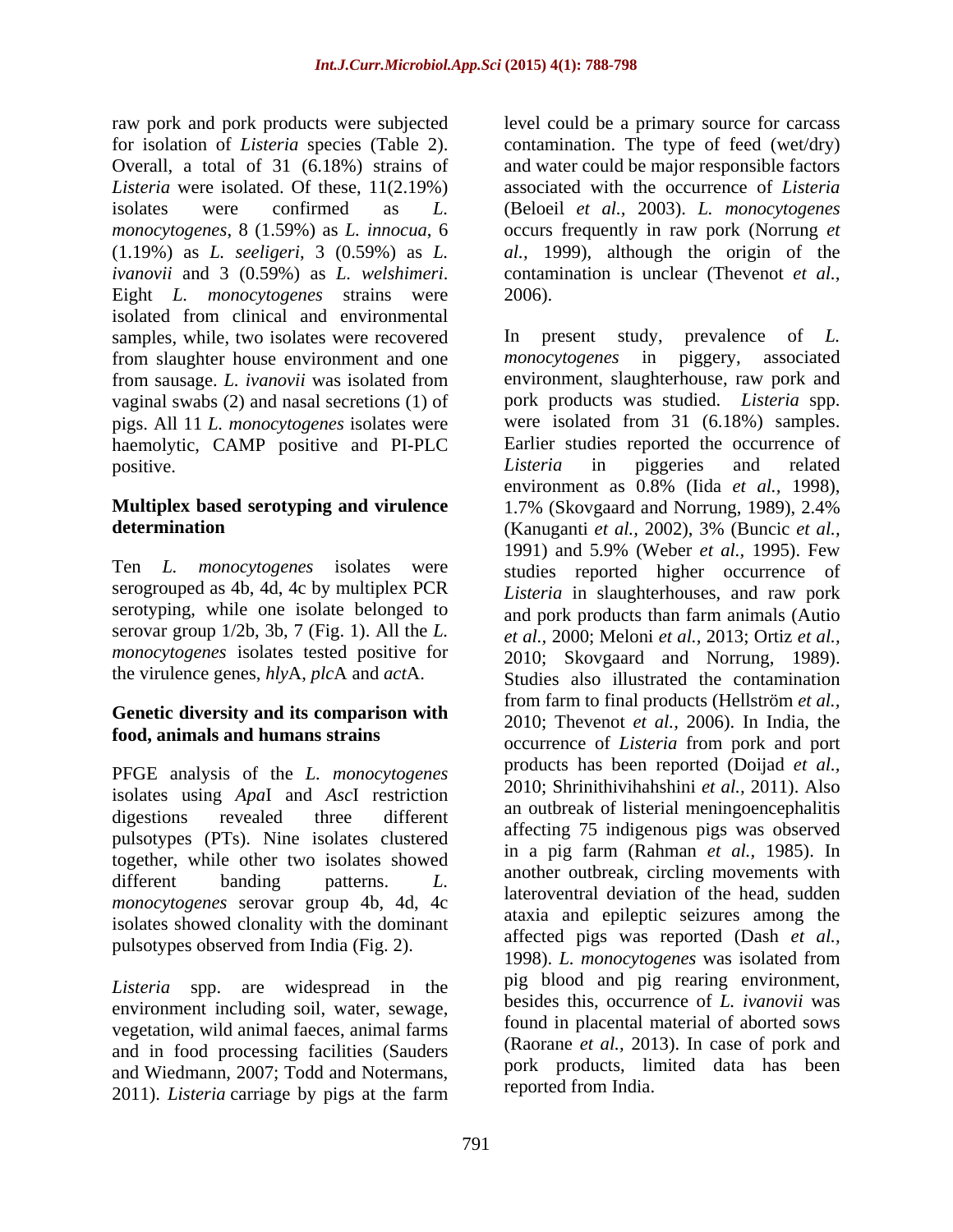raw pork and pork products were subjected for isolation of *Listeria* species (Table 2). Overall, a total of 31 (6.18%) strains of *Listeria* were isolated. Of these, 11(2.19%) isolates were confirmed as *L. monocytogenes*, 8 (1.59%) as *L. innocua*, 6 (1.19%) as *L. seeligeri*, 3 (0.59%) as *L. ivanovii* and 3 (0.59%) as *L. welshimeri*. Eight *L. monocytogenes* strains were isolated from clinical and environmental samples, while, two isolates were recovered from slaughter house environment and one from sausage. *L. ivanovii* was isolated from vaginal swabs (2) and nasal secretions (1) of pigs. All 11 *L. monocytogenes* isolates were haemolytic, CAMP positive and PI-PLC positive.

### Multiplex based serotyping and virulence determination

Ten *L. monocytogenes* isolates were serogrouped as 4b, 4d, 4c by multiplex PCR serotyping, while one isolate belonged to serovar group 1/2b, 3b, 7 (Fig. 1). All the *L. monocytogenes* isolates tested positive for the virulence genes, *hly*A, *plc*A and *act*A.

### Genetic diversity and its comparison with food, animals and humans strains

PFGE analysis of the *L. monocytogenes* isolates using *Apa*I and *Asc*I restriction digestions revealed three different pulsotypes (PTs). Nine isolates clustered together, while other two isolates showed different banding patterns. *L. monocytogenes* serovar group 4b, 4d, 4c isolates showed clonality with the dominant pulsotypes observed from India (Fig. 2).

*Listeria* spp. are widespread in the environment including soil, water, sewage, vegetation, wild animal faeces, animal farms and in food processing facilities (Sauders and Wiedmann, 2007; Todd and Notermans, 2011). *Listeria* carriage by pigs at the farm level could be a primary source for carcass contamination. The type of feed (wet/dry) and water could be major responsible factors associated with the occurrence of *Listeria* (Beloeil *et al.,* 2003). *L. monocytogenes* occurs frequently in raw pork (Norrung *et al.,* 1999), although the origin of the contamination is unclear (Thevenot *et al.,* 2006).

In present study, prevalence of *L. monocytogenes* in piggery, associated environment, slaughterhouse, raw pork and pork products was studied. *Listeria* spp. were isolated from 31 (6.18%) samples. Earlier studies reported the occurrence of *Listeria* in piggeries and related environment as 0.8% (Iida *et al.,* 1998), 1.7% (Skovgaard and Norrung, 1989), 2.4% (Kanuganti *et al.,* 2002), 3% (Buncic *et al.,* 1991) and 5.9% (Weber *et al.,* 1995). Few studies reported higher occurrence of *Listeria* in slaughterhouses, and raw pork and pork products than farm animals (Autio *et al.,* 2000; Meloni *et al.,* 2013; Ortiz *et al.,* 2010; Skovgaard and Norrung, 1989). Studies also illustrated the contamination from farm to final products (Hellström *et al.,* 2010; Thevenot *et al.,* 2006). In India, the occurrence of *Listeria* from pork and port products has been reported (Doijad *et al.,* 2010; Shrinithivihahshini *et al.,* 2011). Also an outbreak of listerial meningoencephalitis affecting 75 indigenous pigs was observed in a pig farm (Rahman *et al.,* 1985). In another outbreak, circling movements with lateroventral deviation of the head, sudden ataxia and epileptic seizures among the affected pigs was reported (Dash *et al.,* 1998). *L. monocytogenes* was isolated from pig blood and pig rearing environment, besides this, occurrence of *L. ivanovii* was found in placental material of aborted sows (Raorane *et al.,* 2013). In case of pork and pork products, limited data has been reported from India.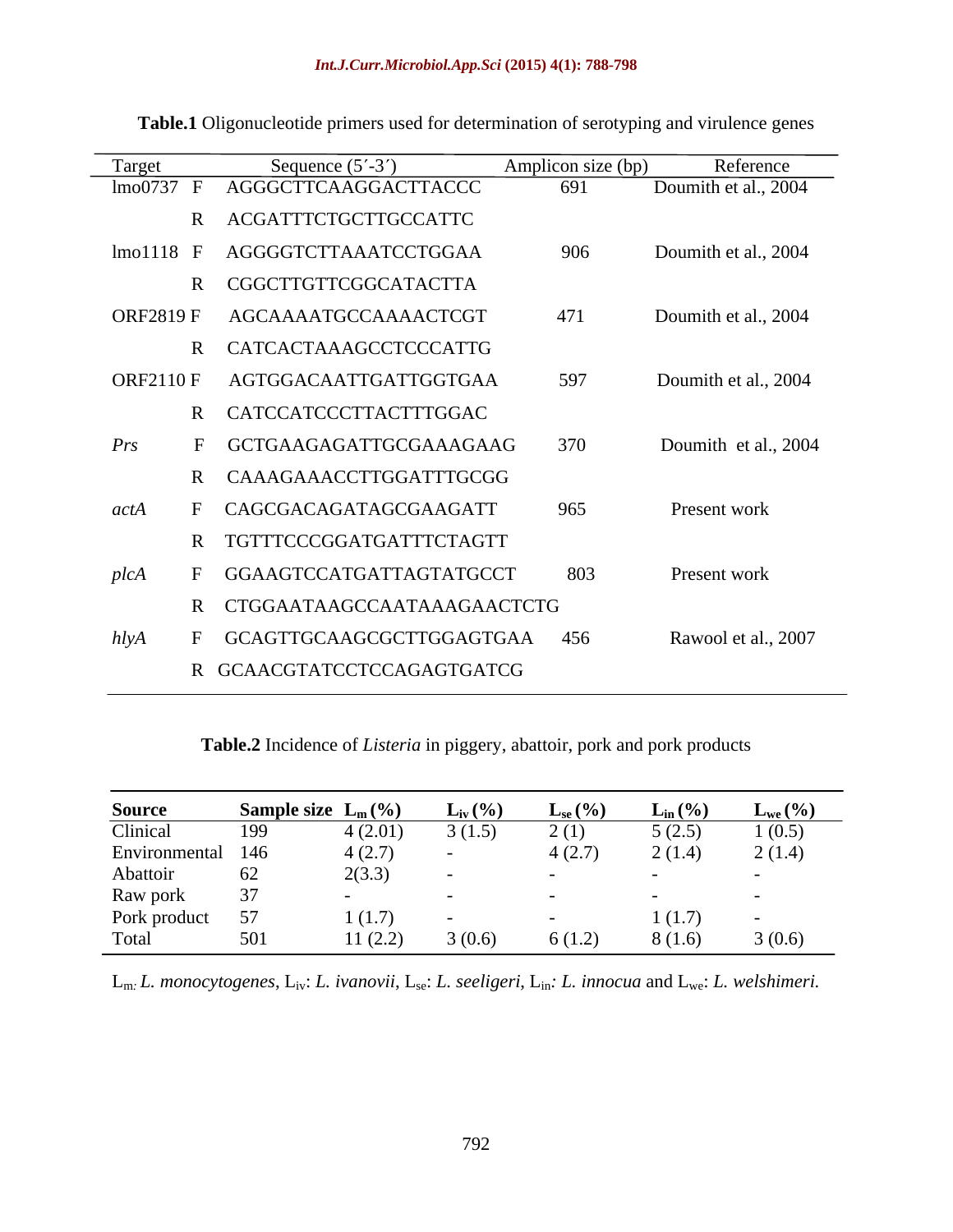**Table.1** Oligonucleotide primers used for determination of serotyping and virulence genes

| Target | | Sequence (5´-3´) | Amplicon size (bp) | Reference |
|---|---|---|---|---|
| lmo0737 | F | AGGGCTTCAAGGACTTACCC | 691 | Doumith et al., 2004 |
| | R | ACGATTTCTGCTTGCCATTC | | |
| lmo1118 | F | AGGGGTCTTAAATCCTGGAA | 906 | Doumith et al., 2004 |
| | R | CGGCTTGTTCGGCATACTTA | | |
| ORF2819 | F | AGCAAAATGCCAAAACTCGT | 471 | Doumith et al., 2004 |
| | R | CATCACTAAAGCCTCCCATTG | | |
| ORF2110 | F | AGTGGACAATTGATTGGTGAA | 597 | Doumith et al., 2004 |
| | R | CATCCATCCCTTACTTTGGAC | | |
| *Prs* | F | GCTGAAGAGATTGCGAAAGAAG | 370 | Doumith et al., 2004 |
| | R | CAAAGAAACCTTGGATTTGCGG | | |
| *actA* | F | CAGCGACAGATAGCGAAGATT | 965 | Present work |
| | R | TGTTTCCCGGATGATTTCTAGTT | | |
| *plcA* | F | GGAAGTCCATGATTAGTATGCCT | 803 | Present work |
| | R | CTGGAATAAGCCAATAAAGAACTCTG | | |
| *hlyA* | F | GCAGTTGCAAGCGCTTGGAGTGAA | 456 | Rawool et al., 2007 |
| | R | GCAACGTATCCTCCAGAGTGATCG | | |

**Table.2** Incidence of *Listeria* in piggery, abattoir, pork and pork products

| Source | Sample size | $L_m$ (%) | $L_{iv}$ (%) | $L_{se}$ (%) | $L_{in}$ (%) | $L_{we}$ (%) |
|---|---|---|---|---|---|---|
| Clinical | 199 | 4 (2.01) | 3 (1.5) | 2 (1) | 5 (2.5) | 1 (0.5) |
| Environmental | 146 | 4 (2.7) | - | 4 (2.7) | 2 (1.4) | 2 (1.4) |
| Abattoir | 62 | 2(3.3) | - | - | - | - |
| Raw pork | 37 | - | - | - | - | - |
| Pork product | 57 | 1 (1.7) | - | - | 1 (1.7) | - |
| Total | 501 | 11 (2.2) | 3 (0.6) | 6 (1.2) | 8 (1.6) | 3 (0.6) |

$L_m$: *L. monocytogenes*, $L_{iv}$: *L. ivanovii*, $L_{se}$: *L. seeligeri*, $L_{in}$: *L. innocua* and $L_{we}$: *L. welshimeri.*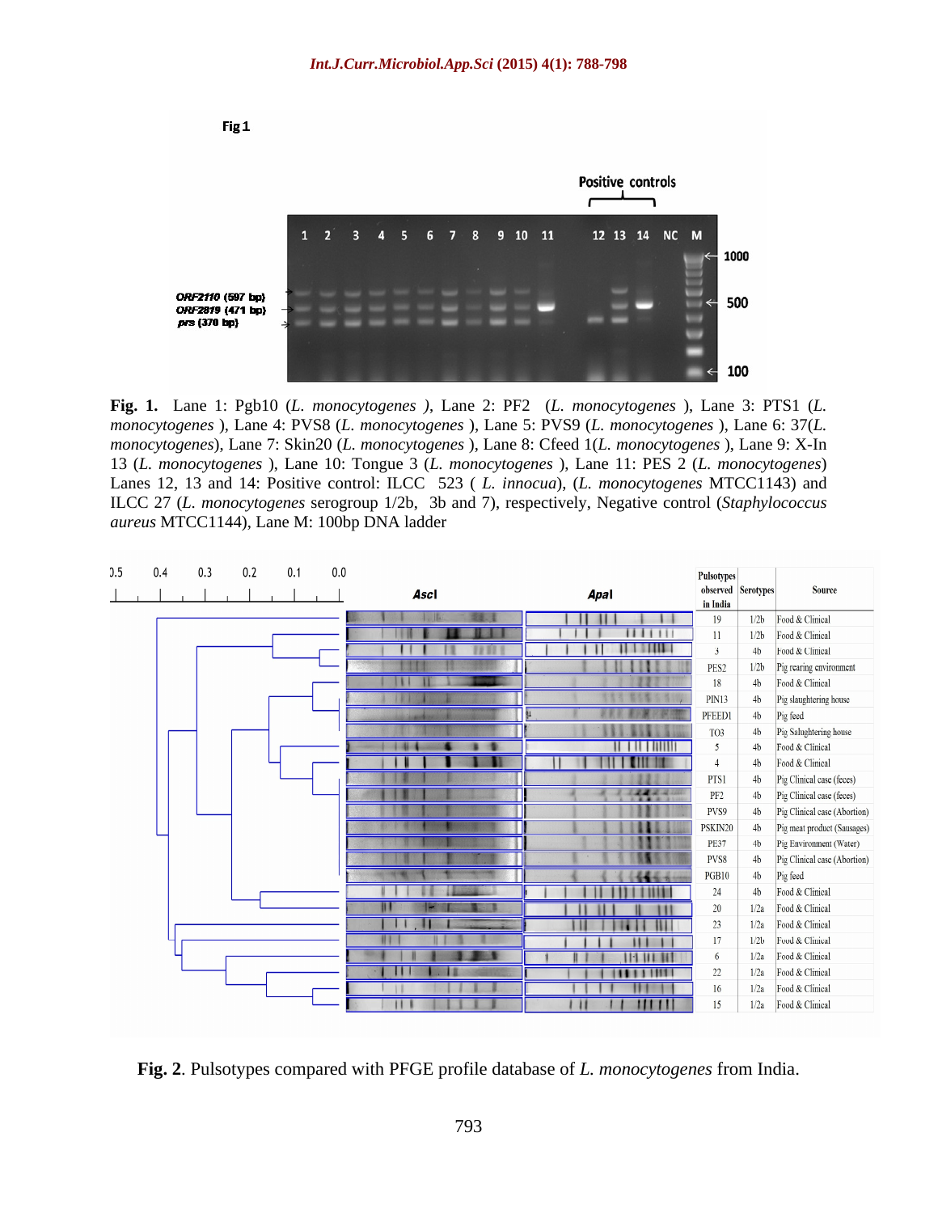Fig 1

**Fig. 1.** Lane 1: Pgb10 (*L. monocytogenes* ), Lane 2: PF2 (*L. monocytogenes* ), Lane 3: PTS1 (*L. monocytogenes* ), Lane 4: PVS8 (*L. monocytogenes* ), Lane 5: PVS9 (*L. monocytogenes* ), Lane 6: 37(*L. monocytogenes*), Lane 7: Skin20 (*L. monocytogenes* ), Lane 8: Cfeed 1(*L. monocytogenes* ), Lane 9: X-In 13 (*L. monocytogenes* ), Lane 10: Tongue 3 (*L. monocytogenes* ), Lane 11: PES 2 (*L. monocytogenes*) Lanes 12, 13 and 14: Positive control: ILCC 523 ( *L. innocua*), (*L. monocytogenes* MTCC1143) and ILCC 27 (*L. monocytogenes* serogroup 1/2b, 3b and 7), respectively, Negative control (*Staphylococcus aureus* MTCC1144), Lane M: 100bp DNA ladder

| Pulsotypes observed in India | Serotypes | Source |
|---|---|---|
| 19 | 1/2b | Food & Clinical |
| 11 | 1/2b | Food & Clinical |
| 3 | 4b | Food & Clinical |
| PES2 | 1/2b | Pig rearing environment |
| 18 | 4b | Food & Clinical |
| PIN13 | 4b | Pig slaughtering house |
| PFEED1 | 4b | Pig feed |
| TO3 | 4b | Pig Saluhgtering house |
| 5 | 4b | Food & Clinical |
| 4 | 4b | Food & Clinical |
| PTS1 | 4b | Pig Clinical case (feces) |
| PF2 | 4b | Pig Clinical case (feces) |
| PVS9 | 4b | Pig Clinical case (Abortion) |
| PSKIN20 | 4b | Pig meat product (Sausages) |
| PE37 | 4b | Pig Environment (Water) |
| PVS8 | 4b | Pig Clinical case (Abortion) |
| PGB10 | 4b | Pig feed |
| 24 | 4b | Food & Clinical |
| 20 | 1/2a | Food & Clinical |
| 23 | 1/2a | Food & Clinical |
| 17 | 1/2b | Food & Clinical |
| 6 | 1/2a | Food & Clinical |
| 22 | 1/2a | Food & Clinical |
| 16 | 1/2a | Food & Clinical |
| 15 | 1/2a | Food & Clinical |

**Fig. 2**. Pulsotypes compared with PFGE profile database of *L. monocytogenes* from India.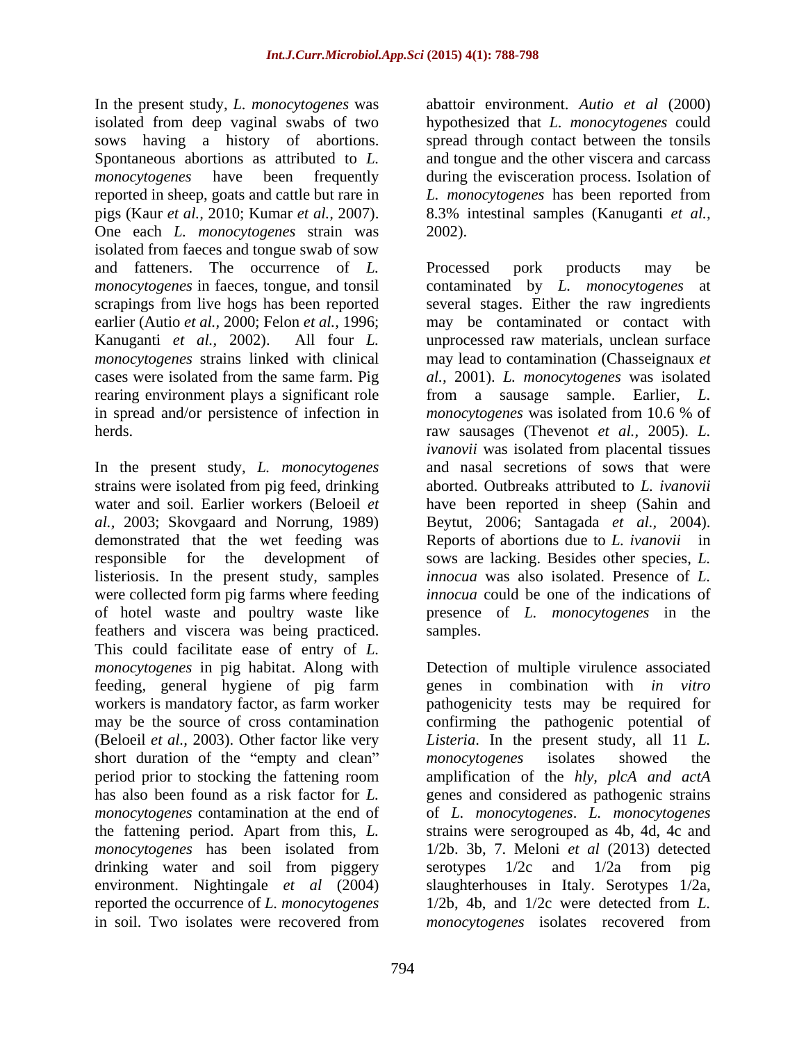In the present study, *L. monocytogenes* was isolated from deep vaginal swabs of two sows having a history of abortions. Spontaneous abortions as attributed to *L. monocytogenes* have been frequently reported in sheep, goats and cattle but rare in pigs (Kaur *et al.,* 2010; Kumar *et al.,* 2007). One each *L. monocytogenes* strain was isolated from faeces and tongue swab of sow and fatteners. The occurrence of *L. monocytogenes* in faeces, tongue, and tonsil scrapings from live hogs has been reported earlier (Autio *et al.,* 2000; Felon *et al.,* 1996; Kanuganti *et al.,* 2002). All four *L. monocytogenes* strains linked with clinical cases were isolated from the same farm. Pig rearing environment plays a significant role in spread and/or persistence of infection in herds.

In the present study, *L. monocytogenes* strains were isolated from pig feed, drinking water and soil. Earlier workers (Beloeil *et al.,* 2003; Skovgaard and Norrung, 1989) demonstrated that the wet feeding was responsible for the development of listeriosis. In the present study, samples were collected form pig farms where feeding of hotel waste and poultry waste like feathers and viscera was being practiced. This could facilitate ease of entry of *L. monocytogenes* in pig habitat. Along with feeding, general hygiene of pig farm workers is mandatory factor, as farm worker may be the source of cross contamination (Beloeil *et al.,* 2003). Other factor like very short duration of the "empty and clean" period prior to stocking the fattening room has also been found as a risk factor for *L. monocytogenes* contamination at the end of the fattening period. Apart from this, *L. monocytogenes* has been isolated from drinking water and soil from piggery environment. Nightingale *et al* (2004) reported the occurrence of *L. monocytogenes* in soil. Two isolates were recovered from abattoir environment. *Autio et al* (2000) hypothesized that *L. monocytogenes* could spread through contact between the tonsils and tongue and the other viscera and carcass during the evisceration process. Isolation of *L. monocytogenes* has been reported from 8.3% intestinal samples (Kanuganti *et al.,* 2002).

Processed pork products may be contaminated by *L. monocytogenes* at several stages. Either the raw ingredients may be contaminated or contact with unprocessed raw materials, unclean surface may lead to contamination (Chasseignaux *et al.,* 2001). *L. monocytogenes* was isolated from a sausage sample. Earlier, *L. monocytogenes* was isolated from 10.6 % of raw sausages (Thevenot *et al.,* 2005). *L. ivanovii* was isolated from placental tissues and nasal secretions of sows that were aborted. Outbreaks attributed to *L. ivanovii* have been reported in sheep (Sahin and Beytut, 2006; Santagada *et al.,* 2004). Reports of abortions due to *L. ivanovii* in sows are lacking. Besides other species, *L. innocua* was also isolated. Presence of *L. innocua* could be one of the indications of presence of *L. monocytogenes* in the samples.

Detection of multiple virulence associated genes in combination with *in vitro* pathogenicity tests may be required for confirming the pathogenic potential of *Listeria*. In the present study, all 11 *L. monocytogenes* isolates showed the amplification of the *hly, plcA and actA* genes and considered as pathogenic strains of *L. monocytogenes*. *L. monocytogenes* strains were serogrouped as 4b, 4d, 4c and 1/2b. 3b, 7. Meloni *et al* (2013) detected serotypes 1/2c and 1/2a from pig slaughterhouses in Italy. Serotypes 1/2a, 1/2b, 4b, and 1/2c were detected from *L. monocytogenes* isolates recovered from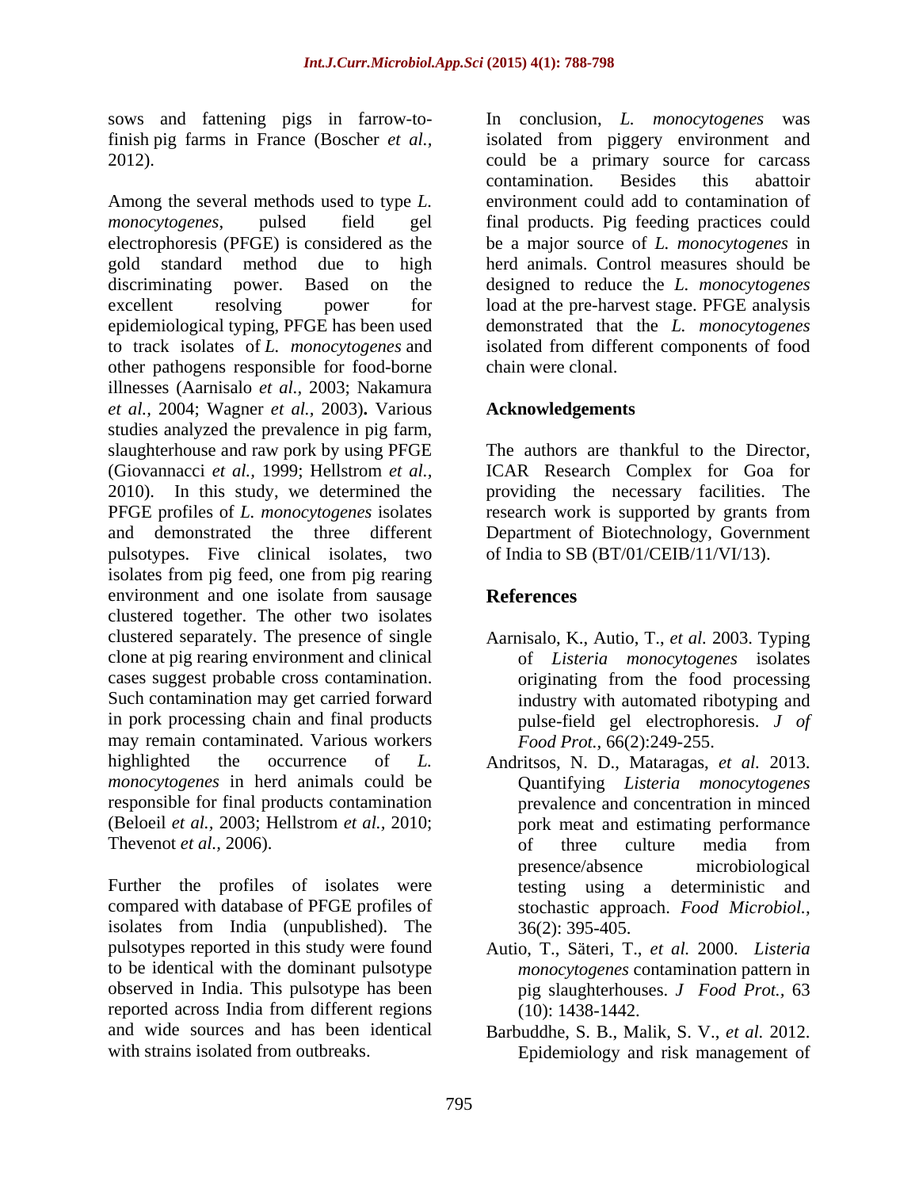sows and fattening pigs in farrow-to-finish pig farms in France (Boscher *et al.,* 2012).

Among the several methods used to type *L. monocytogenes*, pulsed field gel electrophoresis (PFGE) is considered as the gold standard method due to high discriminating power. Based on the excellent resolving power for epidemiological typing, PFGE has been used to track isolates of *L. monocytogenes* and other pathogens responsible for food-borne illnesses (Aarnisalo *et al.,* 2003; Nakamura *et al.,* 2004; Wagner *et al.,* 2003)**.** Various studies analyzed the prevalence in pig farm, slaughterhouse and raw pork by using PFGE (Giovannacci *et al.,* 1999; Hellstrom *et al.,* 2010). In this study, we determined the PFGE profiles of *L. monocytogenes* isolates and demonstrated the three different pulsotypes. Five clinical isolates, two isolates from pig feed, one from pig rearing environment and one isolate from sausage clustered together. The other two isolates clustered separately. The presence of single clone at pig rearing environment and clinical cases suggest probable cross contamination. Such contamination may get carried forward in pork processing chain and final products may remain contaminated. Various workers highlighted the occurrence of *L. monocytogenes* in herd animals could be responsible for final products contamination (Beloeil *et al.,* 2003; Hellstrom *et al.,* 2010; Thevenot *et al.,* 2006).

Further the profiles of isolates were compared with database of PFGE profiles of isolates from India (unpublished). The pulsotypes reported in this study were found to be identical with the dominant pulsotype observed in India. This pulsotype has been reported across India from different regions and wide sources and has been identical with strains isolated from outbreaks.

In conclusion, *L. monocytogenes* was isolated from piggery environment and could be a primary source for carcass contamination. Besides this abattoir environment could add to contamination of final products. Pig feeding practices could be a major source of *L. monocytogenes* in herd animals. Control measures should be designed to reduce the *L. monocytogenes* load at the pre-harvest stage. PFGE analysis demonstrated that the *L. monocytogenes* isolated from different components of food chain were clonal.

## Acknowledgements

The authors are thankful to the Director, ICAR Research Complex for Goa for providing the necessary facilities. The research work is supported by grants from Department of Biotechnology, Government of India to SB (BT/01/CEIB/11/VI/13).

## References

Aarnisalo, K., Autio, T., *et al.* 2003. Typing of *Listeria monocytogenes* isolates originating from the food processing industry with automated ribotyping and pulse-field gel electrophoresis. *J of Food Prot.,* 66(2):249-255.

Andritsos, N. D., Mataragas, *et al.* 2013. Quantifying *Listeria monocytogenes* prevalence and concentration in minced pork meat and estimating performance of three culture media from presence/absence microbiological testing using a deterministic and stochastic approach. *Food Microbiol.,* 36(2): 395-405.

Autio, T., Säteri, T., *et al.* 2000. *Listeria monocytogenes* contamination pattern in pig slaughterhouses. *J Food Prot.,* 63 (10): 1438-1442.

Barbuddhe, S. B., Malik, S. V., *et al.* 2012. Epidemiology and risk management of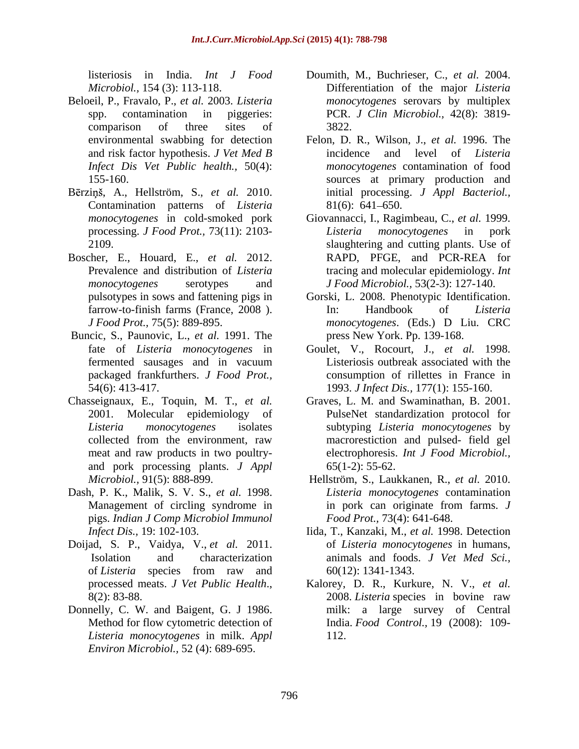listeriosis in India. *Int J Food Microbiol.,* 154 (3): 113-118.

Beloeil, P., Fravalo, P., *et al.* 2003. *Listeria* spp. contamination in piggeries: comparison of three sites of environmental swabbing for detection and risk factor hypothesis. *J Vet Med B Infect Dis Vet Public health.,* 50(4): 155-160.

Bērziņš, A., Hellström, S., *et al.* 2010. Contamination patterns of *Listeria monocytogenes* in cold-smoked pork processing. *J Food Prot.,* 73(11): 2103-2109.

Boscher, E., Houard, E., *et al.* 2012. Prevalence and distribution of *Listeria monocytogenes* serotypes and pulsotypes in sows and fattening pigs in farrow-to-finish farms (France, 2008 ). *J Food Prot.,* 75(5): 889-895.

Buncic, S., Paunovic, L., *et al.* 1991. The fate of *Listeria monocytogenes* in fermented sausages and in vacuum packaged frankfurthers. *J Food Prot.,* 54(6): 413-417.

Chasseignaux, E., Toquin, M. T., *et al.* 2001. Molecular epidemiology of *Listeria monocytogenes* isolates collected from the environment, raw meat and raw products in two poultry- and pork processing plants. *J Appl Microbiol.,* 91(5): 888-899.

Dash, P. K., Malik, S. V. S., *et al.* 1998. Management of circling syndrome in pigs. *Indian J Comp Microbiol Immunol Infect Dis.,* 19: 102-103.

Doijad, S. P., Vaidya, V., *et al.* 2011. Isolation and characterization of *Listeria* species from raw and processed meats. *J Vet Public Health*., 8(2): 83-88.

Donnelly, C. W. and Baigent, G. J 1986. Method for flow cytometric detection of *Listeria monocytogenes* in milk. *Appl Environ Microbiol.,* 52 (4): 689-695.

Doumith, M., Buchrieser, C., *et al.* 2004. Differentiation of the major *Listeria monocytogenes* serovars by multiplex PCR. *J Clin Microbiol.,* 42(8): 3819-3822.

Felon, D. R., Wilson, J., *et al.* 1996. The incidence and level of *Listeria monocytogenes* contamination of food sources at primary production and initial processing. *J Appl Bacteriol.,* 81(6): 641–650.

Giovannacci, I., Ragimbeau, C., *et al.* 1999. *Listeria monocytogenes* in pork slaughtering and cutting plants. Use of RAPD, PFGE, and PCR-REA for tracing and molecular epidemiology. *Int J Food Microbiol.,* 53(2-3): 127-140.

Gorski, L. 2008. Phenotypic Identification. In: Handbook of *Listeria monocytogenes*. (Eds.) D Liu. CRC press New York. Pp. 139-168.

Goulet, V., Rocourt, J., *et al.* 1998. Listeriosis outbreak associated with the consumption of rillettes in France in 1993. *J Infect Dis.,* 177(1): 155-160.

Graves, L. M. and Swaminathan, B. 2001. PulseNet standardization protocol for subtyping *Listeria monocytogenes* by macrorestiction and pulsed- field gel electrophoresis. *Int J Food Microbiol.,* 65(1-2): 55-62.

Hellström, S., Laukkanen, R., *et al.* 2010. *Listeria monocytogenes* contamination in pork can originate from farms. *J Food Prot.,* 73(4): 641-648.

Iida, T., Kanzaki, M., *et al.* 1998. Detection of *Listeria monocytogenes* in humans, animals and foods. *J Vet Med Sci.,* 60(12): 1341-1343.

Kalorey, D. R., Kurkure, N. V., *et al.* 2008. *Listeria* species in bovine raw milk: a large survey of Central India. *Food Control.,* 19 (2008): 109-112.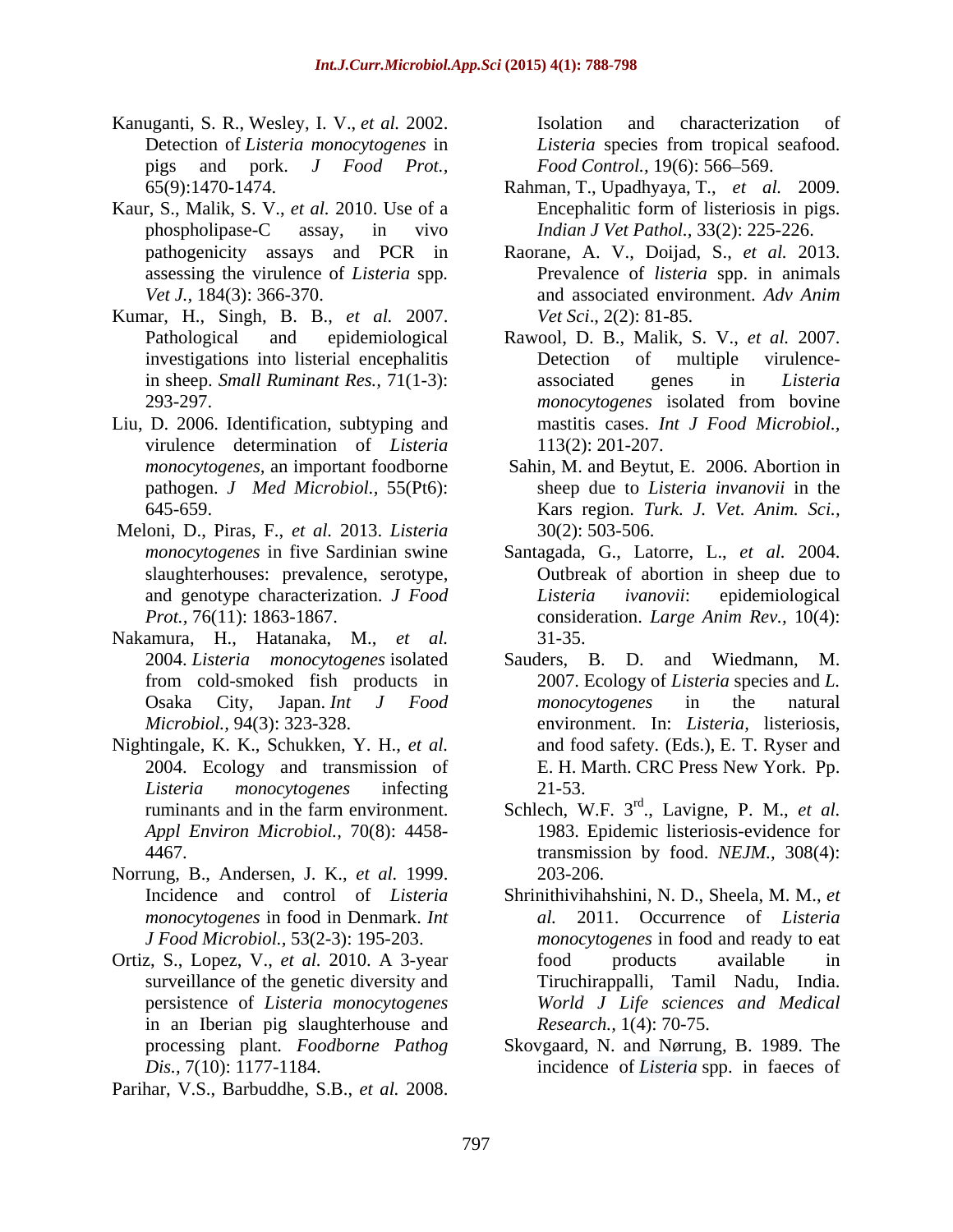Kanuganti, S. R., Wesley, I. V., *et al.* 2002. Detection of *Listeria monocytogenes* in pigs and pork. *J Food Prot.,* 65(9):1470-1474.

Kaur, S., Malik, S. V., *et al.* 2010. Use of a phospholipase-C assay, in vivo pathogenicity assays and PCR in assessing the virulence of *Listeria* spp. *Vet J.,* 184(3): 366-370.

Kumar, H., Singh, B. B., *et al.* 2007. Pathological and epidemiological investigations into listerial encephalitis in sheep. *Small Ruminant Res.,* 71(1-3): 293-297.

Liu, D. 2006. Identification, subtyping and virulence determination of *Listeria monocytogenes*, an important foodborne pathogen. *J Med Microbiol.,* 55(Pt6): 645-659.

Meloni, D., Piras, F., *et al.* 2013. *Listeria monocytogenes* in five Sardinian swine slaughterhouses: prevalence, serotype, and genotype characterization. *J Food Prot.,* 76(11): 1863-1867.

Nakamura, H., Hatanaka, M., *et al.* 2004. *Listeria monocytogenes* isolated from cold-smoked fish products in Osaka City, Japan. *Int J Food Microbiol.,* 94(3): 323-328.

Nightingale, K. K., Schukken, Y. H., *et al.* 2004. Ecology and transmission of *Listeria monocytogenes* infecting ruminants and in the farm environment. *Appl Environ Microbiol.,* 70(8): 4458-4467.

Norrung, B., Andersen, J. K., *et al.* 1999. Incidence and control of *Listeria monocytogenes* in food in Denmark. *Int J Food Microbiol.,* 53(2-3): 195-203.

Ortiz, S., Lopez, V., *et al.* 2010. A 3-year surveillance of the genetic diversity and persistence of *Listeria monocytogenes* in an Iberian pig slaughterhouse and processing plant. *Foodborne Pathog Dis.,* 7(10): 1177-1184.

Parihar, V.S., Barbuddhe, S.B., *et al.* 2008. Isolation and characterization of *Listeria* species from tropical seafood. *Food Control.,* 19(6): 566–569.

Rahman, T., Upadhyaya, T., *et al.* 2009. Encephalitic form of listeriosis in pigs. *Indian J Vet Pathol.,* 33(2): 225-226.

Raorane, A. V., Doijad, S., *et al.* 2013. Prevalence of *listeria* spp. in animals and associated environment. *Adv Anim Vet Sci*., 2(2): 81-85.

Rawool, D. B., Malik, S. V., *et al.* 2007. Detection of multiple virulence-associated genes in *Listeria monocytogenes* isolated from bovine mastitis cases. *Int J Food Microbiol.,* 113(2): 201-207.

Sahin, M. and Beytut, E. 2006. Abortion in sheep due to *Listeria invanovii* in the Kars region. *Turk. J. Vet. Anim. Sci.,* 30(2): 503-506.

Santagada, G., Latorre, L., *et al.* 2004. Outbreak of abortion in sheep due to *Listeria ivanovii*: epidemiological consideration. *Large Anim Rev.,* 10(4): 31-35.

Sauders, B. D. and Wiedmann, M. 2007. Ecology of *Listeria* species and *L. monocytogenes* in the natural environment. In: *Listeria,* listeriosis, and food safety. (Eds.), E. T. Ryser and E. H. Marth. CRC Press New York. Pp. 21-53.

Schlech, W.F. 3rd., Lavigne, P. M., *et al.* 1983. Epidemic listeriosis-evidence for transmission by food. *NEJM.,* 308(4): 203-206.

Shrinithivihahshini, N. D., Sheela, M. M., *et al.* 2011. Occurrence of *Listeria monocytogenes* in food and ready to eat food products available in Tiruchirappalli, Tamil Nadu, India. *World J Life sciences and Medical Research.,* 1(4): 70-75.

Skovgaard, N. and Nørrung, B. 1989. The incidence of *Listeria* spp. in faeces of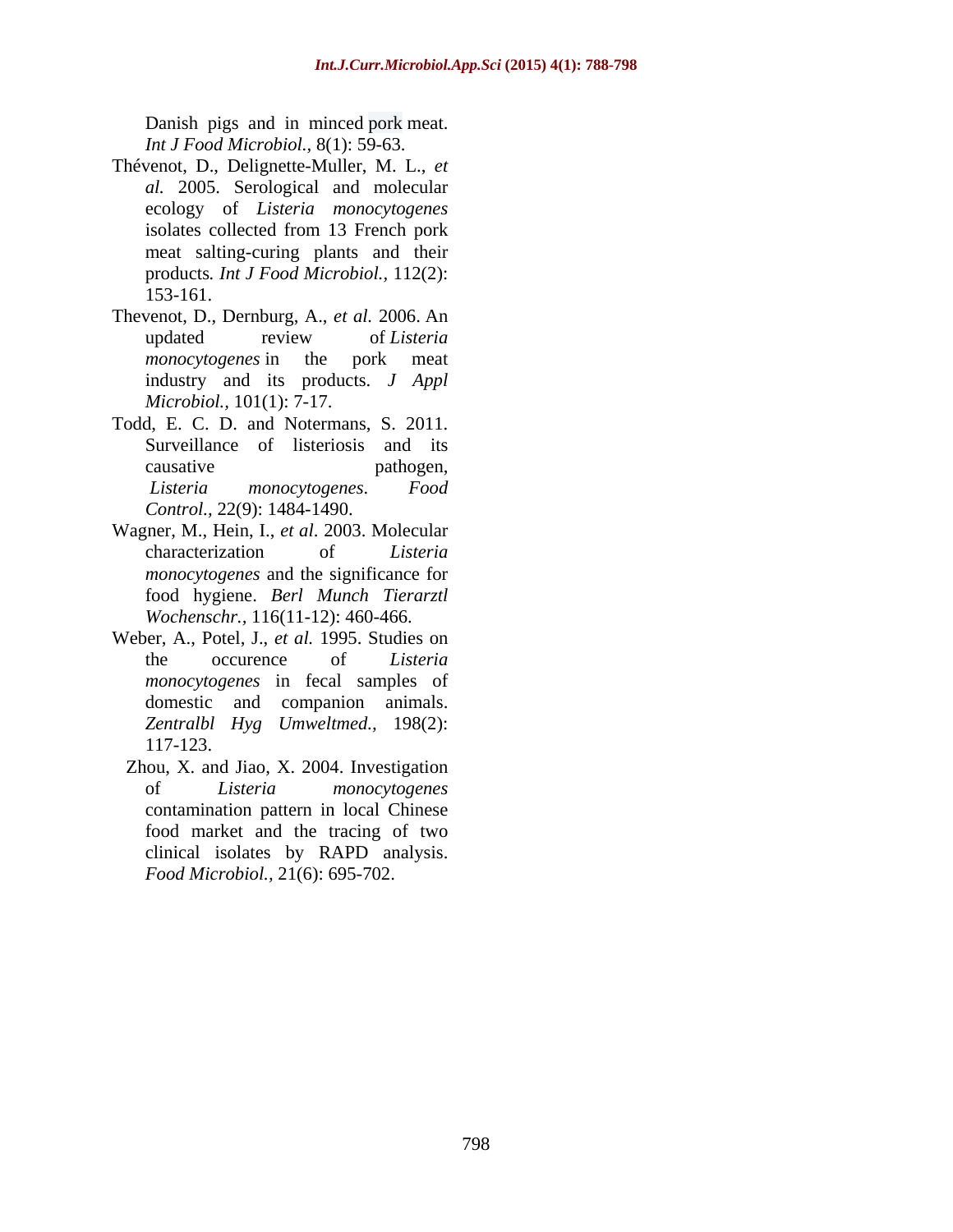Danish pigs and in minced pork meat. *Int J Food Microbiol.*, 8(1): 59-63.

Thévenot, D., Delignette-Muller, M. L., *et al.* 2005. Serological and molecular ecology of *Listeria monocytogenes* isolates collected from 13 French pork meat salting-curing plants and their products*. Int J Food Microbiol.,* 112(2): 153-161.

Thevenot, D., Dernburg, A., *et al.* 2006. An updated review of *Listeria monocytogenes* in the pork meat industry and its products. *J Appl Microbiol.,* 101(1): 7-17.

Todd, E. C. D. and Notermans, S. 2011. Surveillance of listeriosis and its causative pathogen, *Listeria monocytogenes*. *Food Control.,* 22(9): 1484-1490.

Wagner, M., Hein, I., *et al*. 2003. Molecular characterization of *Listeria monocytogenes* and the significance for food hygiene. *Berl Munch Tierarztl Wochenschr.,* 116(11-12): 460-466.

Weber, A., Potel, J., *et al.* 1995. Studies on the occurence of *Listeria monocytogenes* in fecal samples of domestic and companion animals. *Zentralbl Hyg Umweltmed.,* 198(2): 117-123.

Zhou, X. and Jiao, X. 2004. Investigation of *Listeria monocytogenes* contamination pattern in local Chinese food market and the tracing of two clinical isolates by RAPD analysis. *Food Microbiol.,* 21(6): 695-702.